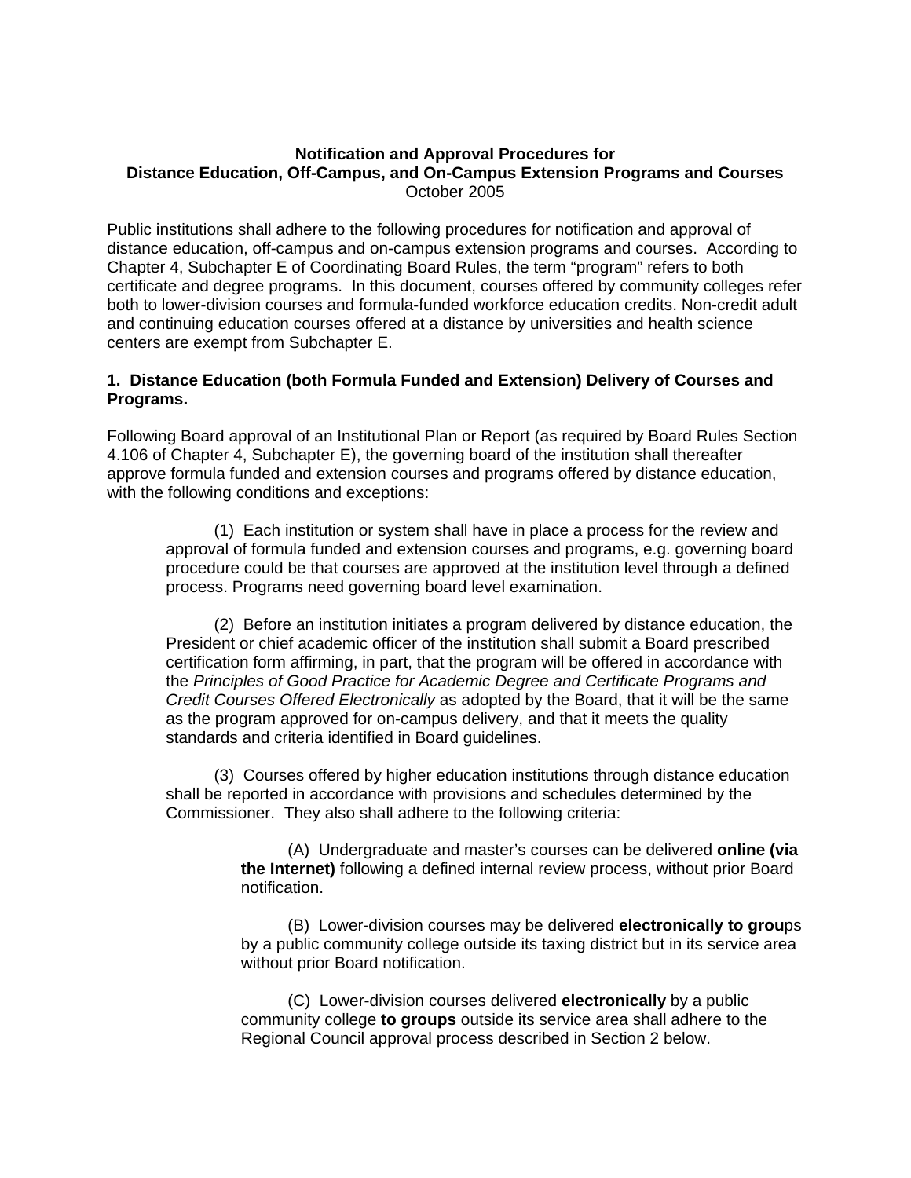**Notification and Approval Procedures for**
**Distance Education, Off-Campus, and On-Campus Extension Programs and Courses**
October 2005

Public institutions shall adhere to the following procedures for notification and approval of distance education, off-campus and on-campus extension programs and courses. According to Chapter 4, Subchapter E of Coordinating Board Rules, the term "program" refers to both certificate and degree programs. In this document, courses offered by community colleges refer both to lower-division courses and formula-funded workforce education credits. Non-credit adult and continuing education courses offered at a distance by universities and health science centers are exempt from Subchapter E.

**1. Distance Education (both Formula Funded and Extension) Delivery of Courses and Programs.**

Following Board approval of an Institutional Plan or Report (as required by Board Rules Section 4.106 of Chapter 4, Subchapter E), the governing board of the institution shall thereafter approve formula funded and extension courses and programs offered by distance education, with the following conditions and exceptions:

(1) Each institution or system shall have in place a process for the review and approval of formula funded and extension courses and programs, e.g. governing board procedure could be that courses are approved at the institution level through a defined process. Programs need governing board level examination.

(2) Before an institution initiates a program delivered by distance education, the President or chief academic officer of the institution shall submit a Board prescribed certification form affirming, in part, that the program will be offered in accordance with the *Principles of Good Practice for Academic Degree and Certificate Programs and Credit Courses Offered Electronically* as adopted by the Board, that it will be the same as the program approved for on-campus delivery, and that it meets the quality standards and criteria identified in Board guidelines.

(3) Courses offered by higher education institutions through distance education shall be reported in accordance with provisions and schedules determined by the Commissioner. They also shall adhere to the following criteria:

(A) Undergraduate and master's courses can be delivered **online (via the Internet)** following a defined internal review process, without prior Board notification.

(B) Lower-division courses may be delivered **electronically to grou**ps by a public community college outside its taxing district but in its service area without prior Board notification.

(C) Lower-division courses delivered **electronically** by a public community college **to groups** outside its service area shall adhere to the Regional Council approval process described in Section 2 below.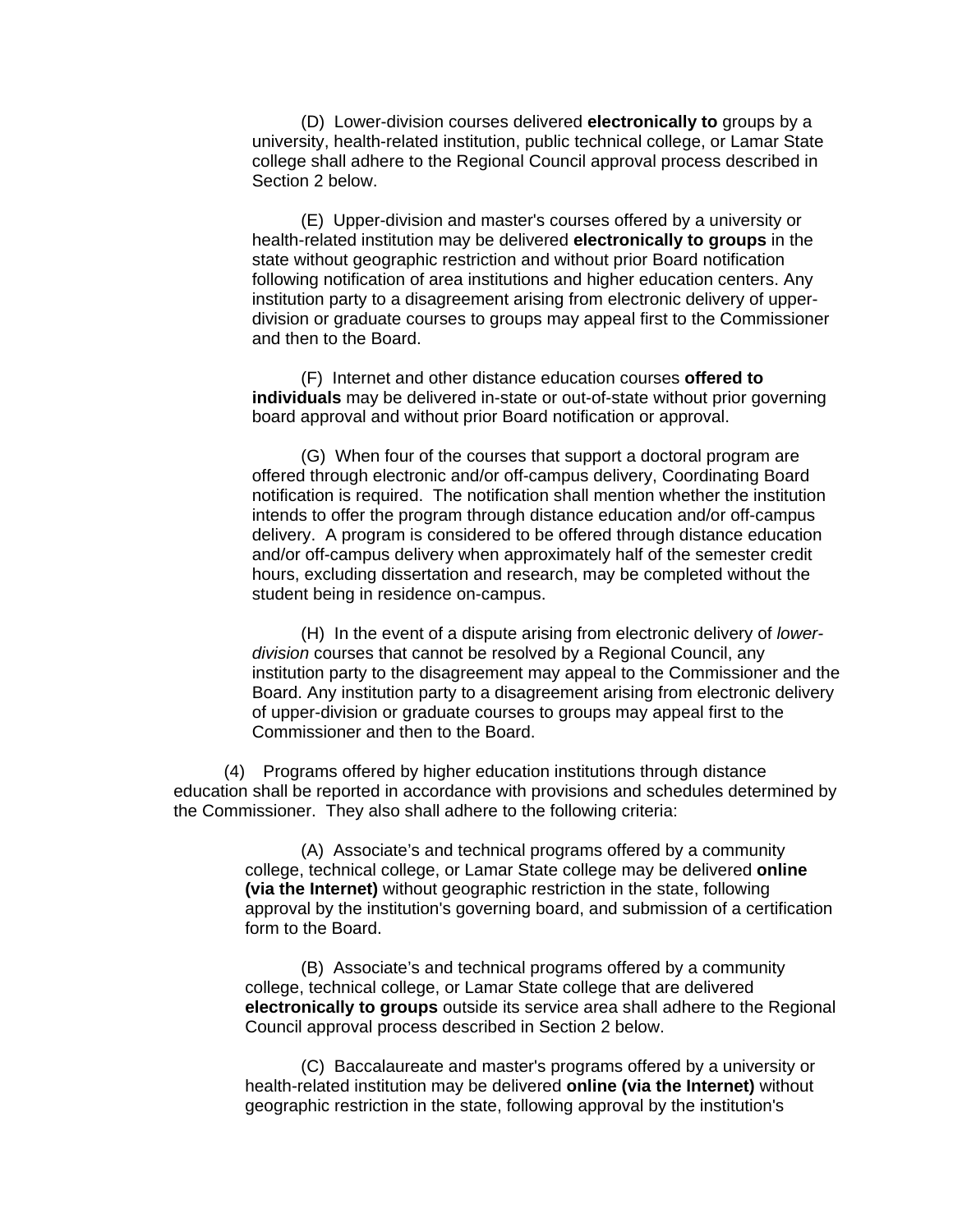(D) Lower-division courses delivered **electronically to** groups by a university, health-related institution, public technical college, or Lamar State college shall adhere to the Regional Council approval process described in Section 2 below.

(E) Upper-division and master's courses offered by a university or health-related institution may be delivered **electronically to groups** in the state without geographic restriction and without prior Board notification following notification of area institutions and higher education centers. Any institution party to a disagreement arising from electronic delivery of upper-division or graduate courses to groups may appeal first to the Commissioner and then to the Board.

(F) Internet and other distance education courses **offered to individuals** may be delivered in-state or out-of-state without prior governing board approval and without prior Board notification or approval.

(G) When four of the courses that support a doctoral program are offered through electronic and/or off-campus delivery, Coordinating Board notification is required. The notification shall mention whether the institution intends to offer the program through distance education and/or off-campus delivery. A program is considered to be offered through distance education and/or off-campus delivery when approximately half of the semester credit hours, excluding dissertation and research, may be completed without the student being in residence on-campus.

(H) In the event of a dispute arising from electronic delivery of *lower-division* courses that cannot be resolved by a Regional Council, any institution party to the disagreement may appeal to the Commissioner and the Board. Any institution party to a disagreement arising from electronic delivery of upper-division or graduate courses to groups may appeal first to the Commissioner and then to the Board.

(4) Programs offered by higher education institutions through distance education shall be reported in accordance with provisions and schedules determined by the Commissioner. They also shall adhere to the following criteria:

(A) Associate's and technical programs offered by a community college, technical college, or Lamar State college may be delivered **online (via the Internet)** without geographic restriction in the state, following approval by the institution's governing board, and submission of a certification form to the Board.

(B) Associate's and technical programs offered by a community college, technical college, or Lamar State college that are delivered **electronically to groups** outside its service area shall adhere to the Regional Council approval process described in Section 2 below.

(C) Baccalaureate and master's programs offered by a university or health-related institution may be delivered **online (via the Internet)** without geographic restriction in the state, following approval by the institution's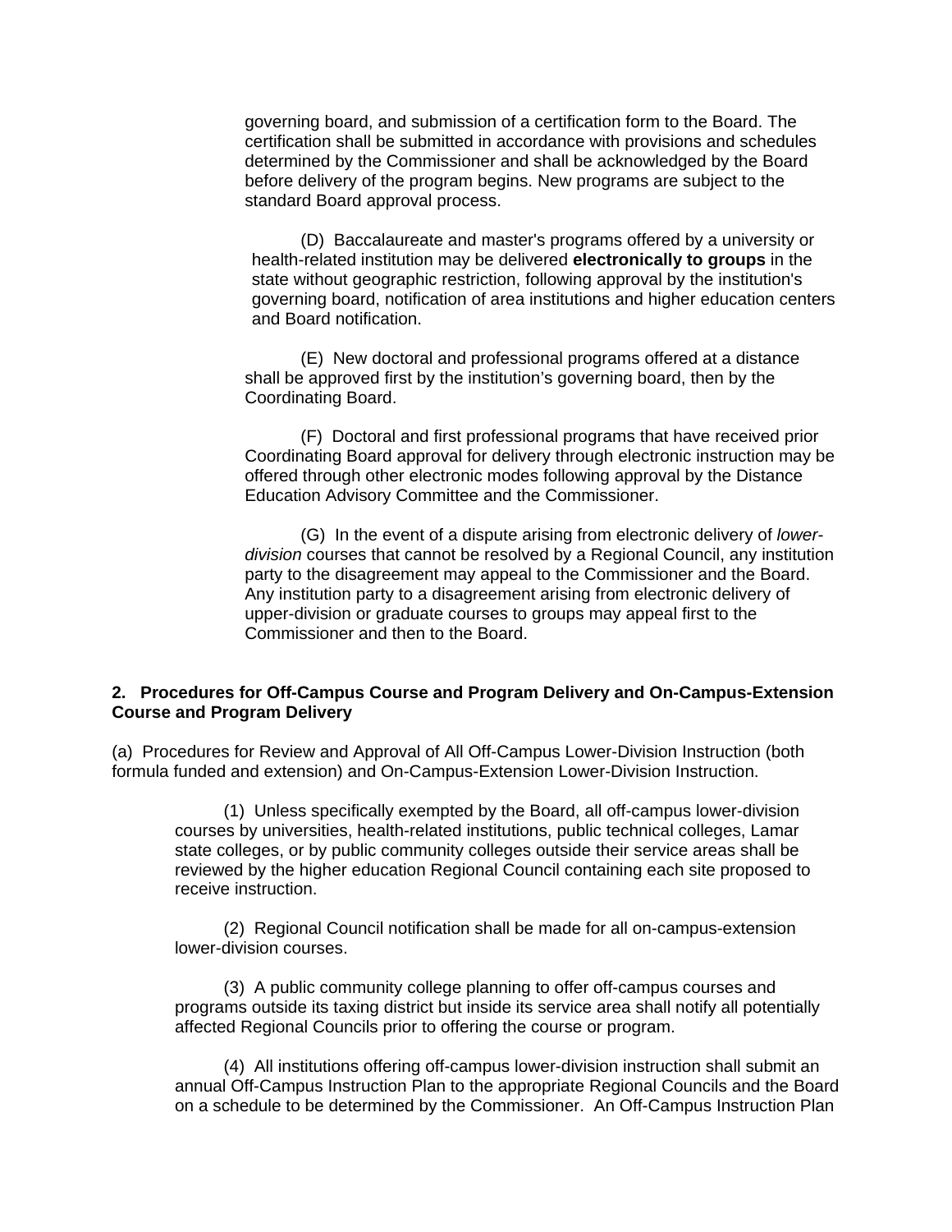governing board, and submission of a certification form to the Board. The certification shall be submitted in accordance with provisions and schedules determined by the Commissioner and shall be acknowledged by the Board before delivery of the program begins. New programs are subject to the standard Board approval process.

(D) Baccalaureate and master's programs offered by a university or health-related institution may be delivered **electronically to groups** in the state without geographic restriction, following approval by the institution's governing board, notification of area institutions and higher education centers and Board notification.

(E) New doctoral and professional programs offered at a distance shall be approved first by the institution's governing board, then by the Coordinating Board.

(F) Doctoral and first professional programs that have received prior Coordinating Board approval for delivery through electronic instruction may be offered through other electronic modes following approval by the Distance Education Advisory Committee and the Commissioner.

(G) In the event of a dispute arising from electronic delivery of *lower-division* courses that cannot be resolved by a Regional Council, any institution party to the disagreement may appeal to the Commissioner and the Board. Any institution party to a disagreement arising from electronic delivery of upper-division or graduate courses to groups may appeal first to the Commissioner and then to the Board.

**2. Procedures for Off-Campus Course and Program Delivery and On-Campus-Extension Course and Program Delivery**

(a) Procedures for Review and Approval of All Off-Campus Lower-Division Instruction (both formula funded and extension) and On-Campus-Extension Lower-Division Instruction.

(1) Unless specifically exempted by the Board, all off-campus lower-division courses by universities, health-related institutions, public technical colleges, Lamar state colleges, or by public community colleges outside their service areas shall be reviewed by the higher education Regional Council containing each site proposed to receive instruction.

(2) Regional Council notification shall be made for all on-campus-extension lower-division courses.

(3) A public community college planning to offer off-campus courses and programs outside its taxing district but inside its service area shall notify all potentially affected Regional Councils prior to offering the course or program.

(4) All institutions offering off-campus lower-division instruction shall submit an annual Off-Campus Instruction Plan to the appropriate Regional Councils and the Board on a schedule to be determined by the Commissioner. An Off-Campus Instruction Plan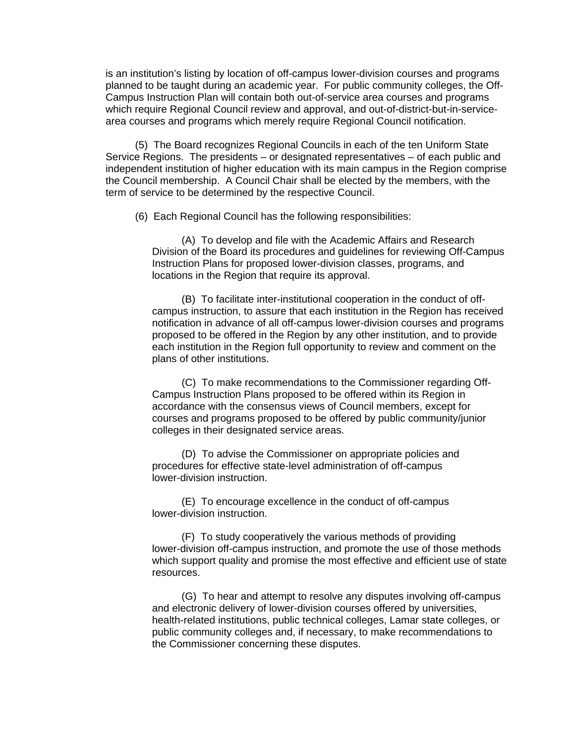is an institution's listing by location of off-campus lower-division courses and programs planned to be taught during an academic year. For public community colleges, the Off-Campus Instruction Plan will contain both out-of-service area courses and programs which require Regional Council review and approval, and out-of-district-but-in-service-area courses and programs which merely require Regional Council notification.

(5) The Board recognizes Regional Councils in each of the ten Uniform State Service Regions. The presidents – or designated representatives – of each public and independent institution of higher education with its main campus in the Region comprise the Council membership. A Council Chair shall be elected by the members, with the term of service to be determined by the respective Council.

(6) Each Regional Council has the following responsibilities:

(A) To develop and file with the Academic Affairs and Research Division of the Board its procedures and guidelines for reviewing Off-Campus Instruction Plans for proposed lower-division classes, programs, and locations in the Region that require its approval.

(B) To facilitate inter-institutional cooperation in the conduct of off-campus instruction, to assure that each institution in the Region has received notification in advance of all off-campus lower-division courses and programs proposed to be offered in the Region by any other institution, and to provide each institution in the Region full opportunity to review and comment on the plans of other institutions.

(C) To make recommendations to the Commissioner regarding Off-Campus Instruction Plans proposed to be offered within its Region in accordance with the consensus views of Council members, except for courses and programs proposed to be offered by public community/junior colleges in their designated service areas.

(D) To advise the Commissioner on appropriate policies and procedures for effective state-level administration of off-campus lower-division instruction.

(E) To encourage excellence in the conduct of off-campus lower-division instruction.

(F) To study cooperatively the various methods of providing lower-division off-campus instruction, and promote the use of those methods which support quality and promise the most effective and efficient use of state resources.

(G) To hear and attempt to resolve any disputes involving off-campus and electronic delivery of lower-division courses offered by universities, health-related institutions, public technical colleges, Lamar state colleges, or public community colleges and, if necessary, to make recommendations to the Commissioner concerning these disputes.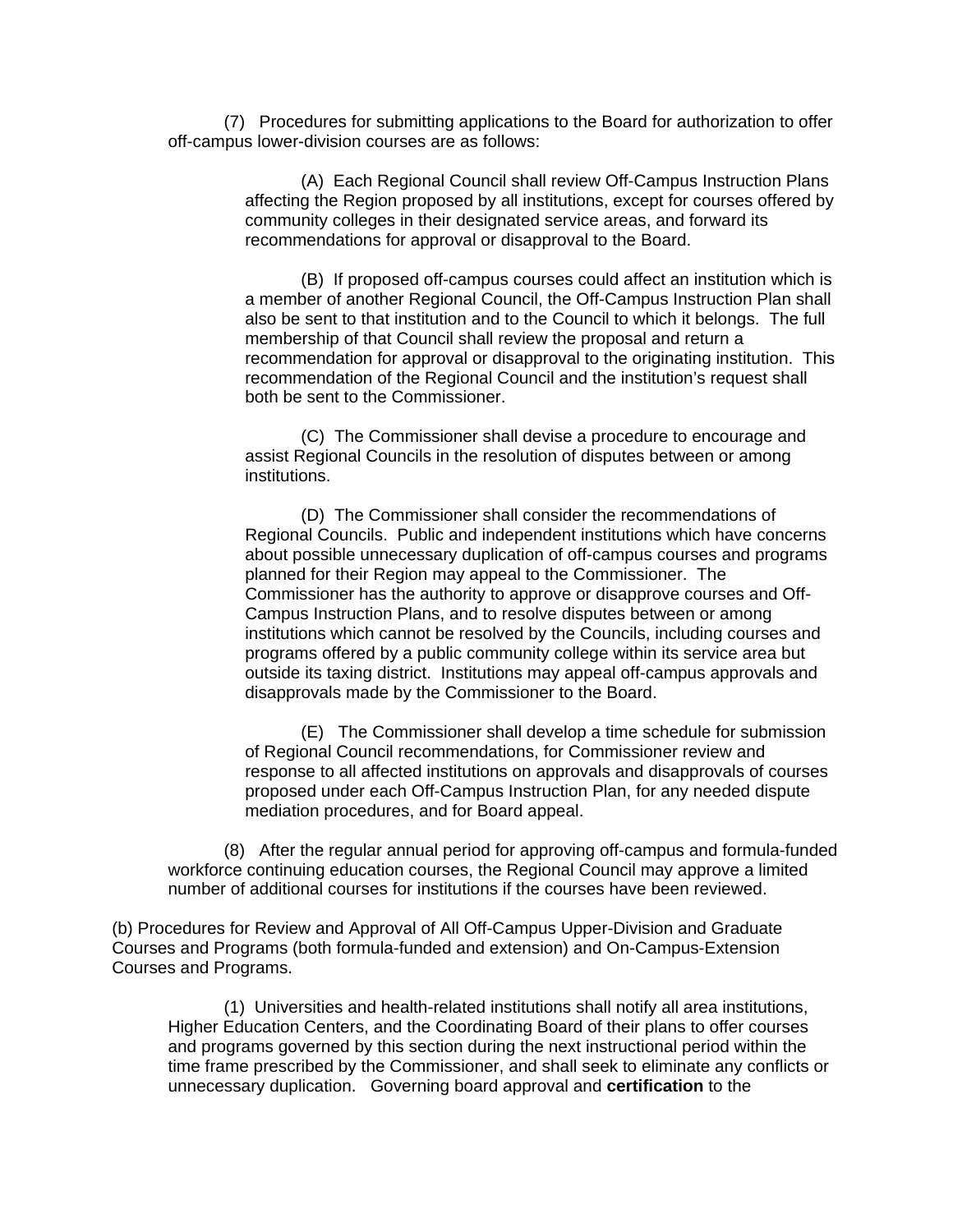(7) Procedures for submitting applications to the Board for authorization to offer off-campus lower-division courses are as follows:

(A) Each Regional Council shall review Off-Campus Instruction Plans affecting the Region proposed by all institutions, except for courses offered by community colleges in their designated service areas, and forward its recommendations for approval or disapproval to the Board.

(B) If proposed off-campus courses could affect an institution which is a member of another Regional Council, the Off-Campus Instruction Plan shall also be sent to that institution and to the Council to which it belongs. The full membership of that Council shall review the proposal and return a recommendation for approval or disapproval to the originating institution. This recommendation of the Regional Council and the institution's request shall both be sent to the Commissioner.

(C) The Commissioner shall devise a procedure to encourage and assist Regional Councils in the resolution of disputes between or among institutions.

(D) The Commissioner shall consider the recommendations of Regional Councils. Public and independent institutions which have concerns about possible unnecessary duplication of off-campus courses and programs planned for their Region may appeal to the Commissioner. The Commissioner has the authority to approve or disapprove courses and Off-Campus Instruction Plans, and to resolve disputes between or among institutions which cannot be resolved by the Councils, including courses and programs offered by a public community college within its service area but outside its taxing district. Institutions may appeal off-campus approvals and disapprovals made by the Commissioner to the Board.

(E) The Commissioner shall develop a time schedule for submission of Regional Council recommendations, for Commissioner review and response to all affected institutions on approvals and disapprovals of courses proposed under each Off-Campus Instruction Plan, for any needed dispute mediation procedures, and for Board appeal.

(8) After the regular annual period for approving off-campus and formula-funded workforce continuing education courses, the Regional Council may approve a limited number of additional courses for institutions if the courses have been reviewed.

(b) Procedures for Review and Approval of All Off-Campus Upper-Division and Graduate Courses and Programs (both formula-funded and extension) and On-Campus-Extension Courses and Programs.

(1) Universities and health-related institutions shall notify all area institutions, Higher Education Centers, and the Coordinating Board of their plans to offer courses and programs governed by this section during the next instructional period within the time frame prescribed by the Commissioner, and shall seek to eliminate any conflicts or unnecessary duplication. Governing board approval and **certification** to the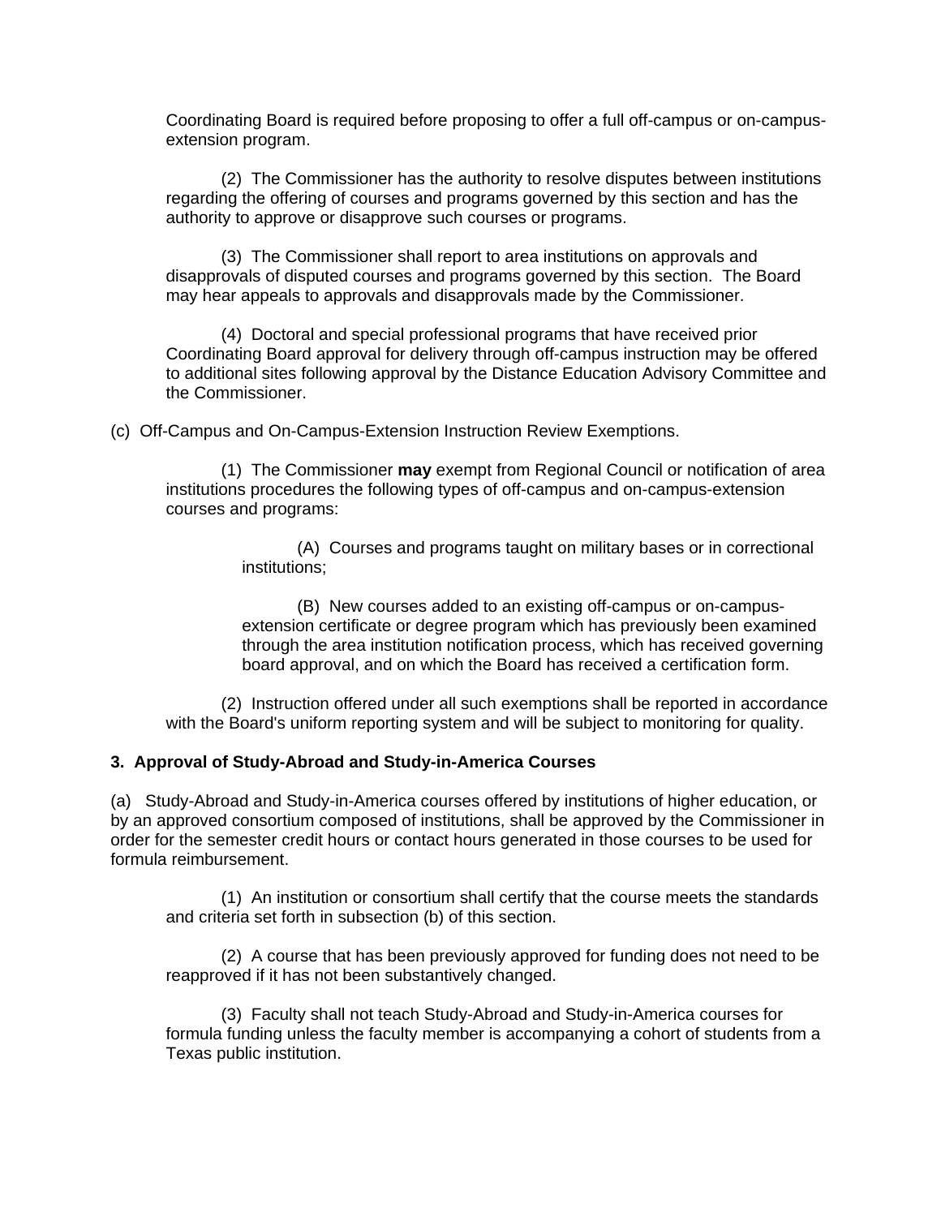Coordinating Board is required before proposing to offer a full off-campus or on-campus-extension program.

(2) The Commissioner has the authority to resolve disputes between institutions regarding the offering of courses and programs governed by this section and has the authority to approve or disapprove such courses or programs.

(3) The Commissioner shall report to area institutions on approvals and disapprovals of disputed courses and programs governed by this section. The Board may hear appeals to approvals and disapprovals made by the Commissioner.

(4) Doctoral and special professional programs that have received prior Coordinating Board approval for delivery through off-campus instruction may be offered to additional sites following approval by the Distance Education Advisory Committee and the Commissioner.

(c) Off-Campus and On-Campus-Extension Instruction Review Exemptions.

(1) The Commissioner **may** exempt from Regional Council or notification of area institutions procedures the following types of off-campus and on-campus-extension courses and programs:

(A) Courses and programs taught on military bases or in correctional institutions;

(B) New courses added to an existing off-campus or on-campus-extension certificate or degree program which has previously been examined through the area institution notification process, which has received governing board approval, and on which the Board has received a certification form.

(2) Instruction offered under all such exemptions shall be reported in accordance with the Board's uniform reporting system and will be subject to monitoring for quality.

**3. Approval of Study-Abroad and Study-in-America Courses**

(a) Study-Abroad and Study-in-America courses offered by institutions of higher education, or by an approved consortium composed of institutions, shall be approved by the Commissioner in order for the semester credit hours or contact hours generated in those courses to be used for formula reimbursement.

(1) An institution or consortium shall certify that the course meets the standards and criteria set forth in subsection (b) of this section.

(2) A course that has been previously approved for funding does not need to be reapproved if it has not been substantively changed.

(3) Faculty shall not teach Study-Abroad and Study-in-America courses for formula funding unless the faculty member is accompanying a cohort of students from a Texas public institution.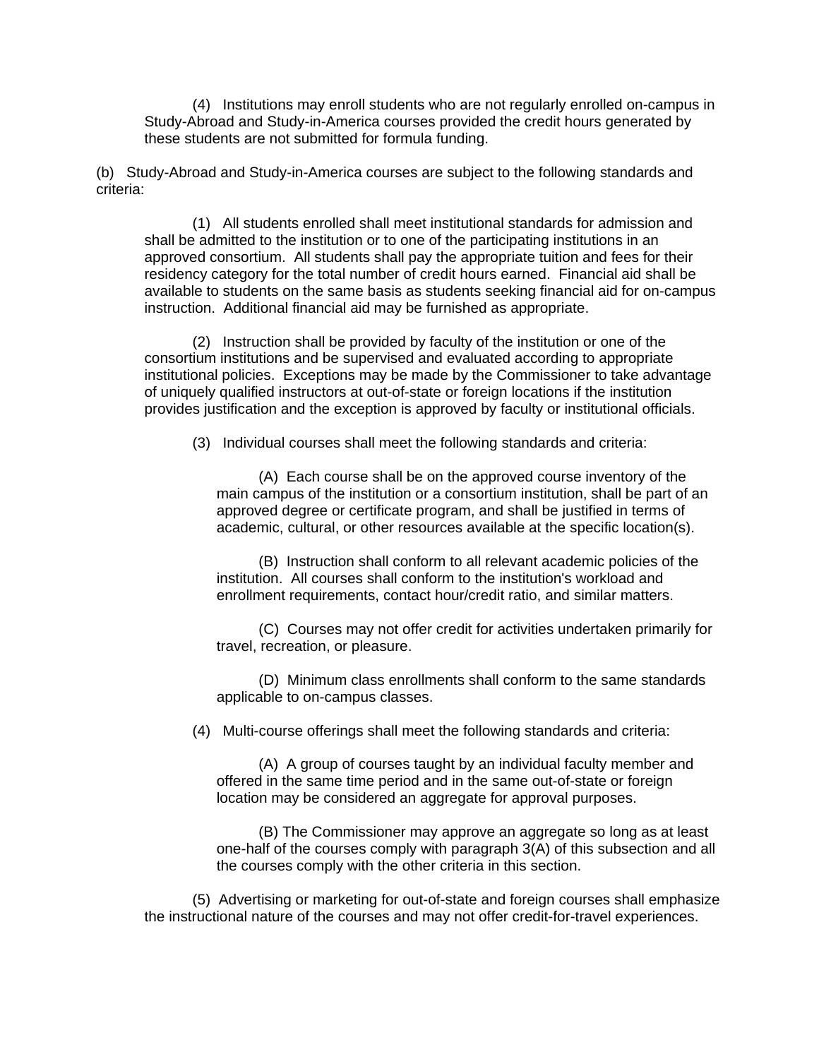(4) Institutions may enroll students who are not regularly enrolled on-campus in Study-Abroad and Study-in-America courses provided the credit hours generated by these students are not submitted for formula funding.

(b) Study-Abroad and Study-in-America courses are subject to the following standards and criteria:

(1) All students enrolled shall meet institutional standards for admission and shall be admitted to the institution or to one of the participating institutions in an approved consortium. All students shall pay the appropriate tuition and fees for their residency category for the total number of credit hours earned. Financial aid shall be available to students on the same basis as students seeking financial aid for on-campus instruction. Additional financial aid may be furnished as appropriate.

(2) Instruction shall be provided by faculty of the institution or one of the consortium institutions and be supervised and evaluated according to appropriate institutional policies. Exceptions may be made by the Commissioner to take advantage of uniquely qualified instructors at out-of-state or foreign locations if the institution provides justification and the exception is approved by faculty or institutional officials.

(3) Individual courses shall meet the following standards and criteria:

(A) Each course shall be on the approved course inventory of the main campus of the institution or a consortium institution, shall be part of an approved degree or certificate program, and shall be justified in terms of academic, cultural, or other resources available at the specific location(s).

(B) Instruction shall conform to all relevant academic policies of the institution. All courses shall conform to the institution's workload and enrollment requirements, contact hour/credit ratio, and similar matters.

(C) Courses may not offer credit for activities undertaken primarily for travel, recreation, or pleasure.

(D) Minimum class enrollments shall conform to the same standards applicable to on-campus classes.

(4) Multi-course offerings shall meet the following standards and criteria:

(A) A group of courses taught by an individual faculty member and offered in the same time period and in the same out-of-state or foreign location may be considered an aggregate for approval purposes.

(B) The Commissioner may approve an aggregate so long as at least one-half of the courses comply with paragraph 3(A) of this subsection and all the courses comply with the other criteria in this section.

(5) Advertising or marketing for out-of-state and foreign courses shall emphasize the instructional nature of the courses and may not offer credit-for-travel experiences.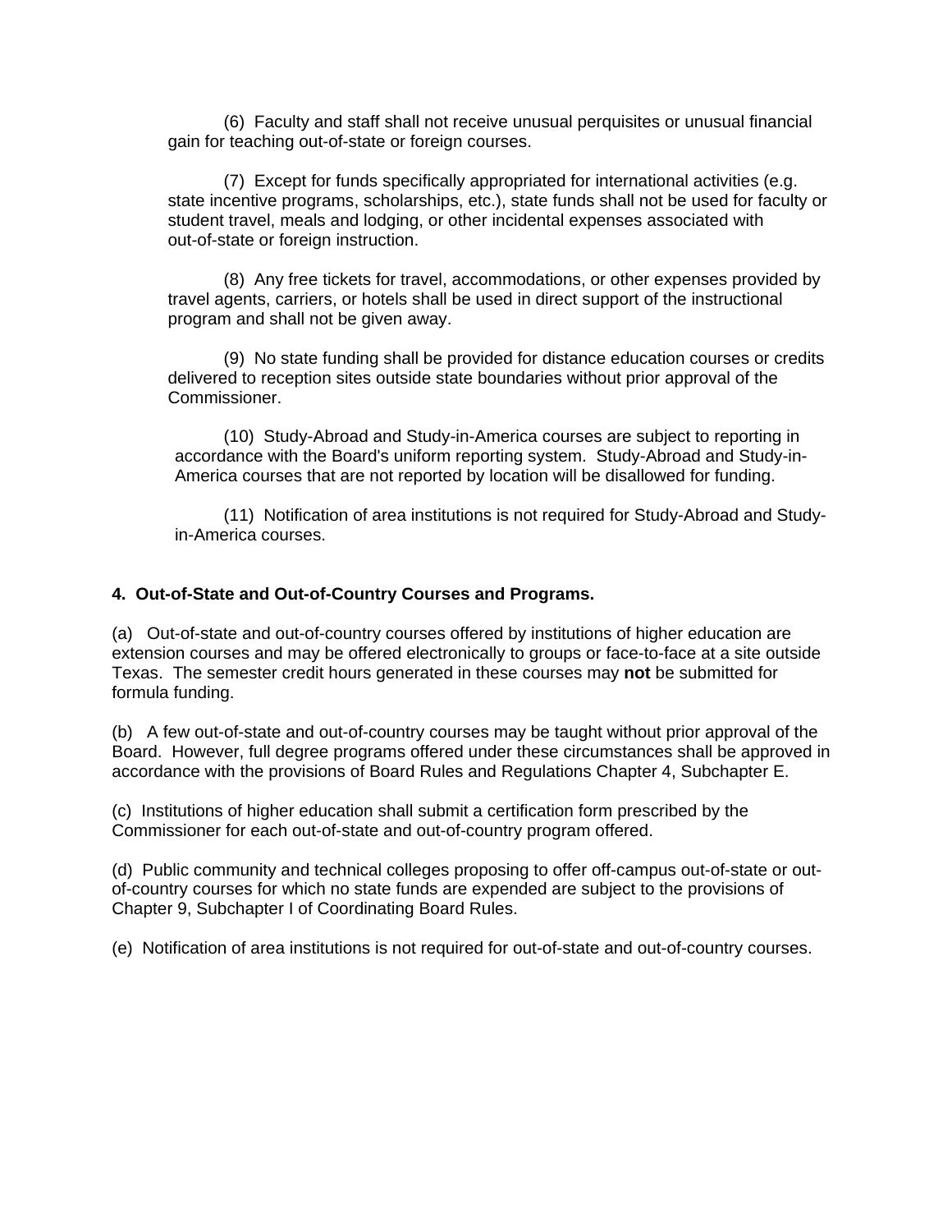(6) Faculty and staff shall not receive unusual perquisites or unusual financial gain for teaching out-of-state or foreign courses.

(7) Except for funds specifically appropriated for international activities (e.g. state incentive programs, scholarships, etc.), state funds shall not be used for faculty or student travel, meals and lodging, or other incidental expenses associated with out-of-state or foreign instruction.

(8) Any free tickets for travel, accommodations, or other expenses provided by travel agents, carriers, or hotels shall be used in direct support of the instructional program and shall not be given away.

(9) No state funding shall be provided for distance education courses or credits delivered to reception sites outside state boundaries without prior approval of the Commissioner.

(10) Study-Abroad and Study-in-America courses are subject to reporting in accordance with the Board's uniform reporting system. Study-Abroad and Study-in-America courses that are not reported by location will be disallowed for funding.

(11) Notification of area institutions is not required for Study-Abroad and Study-in-America courses.

**4. Out-of-State and Out-of-Country Courses and Programs.**

(a) Out-of-state and out-of-country courses offered by institutions of higher education are extension courses and may be offered electronically to groups or face-to-face at a site outside Texas. The semester credit hours generated in these courses may **not** be submitted for formula funding.

(b) A few out-of-state and out-of-country courses may be taught without prior approval of the Board. However, full degree programs offered under these circumstances shall be approved in accordance with the provisions of Board Rules and Regulations Chapter 4, Subchapter E.

(c) Institutions of higher education shall submit a certification form prescribed by the Commissioner for each out-of-state and out-of-country program offered.

(d) Public community and technical colleges proposing to offer off-campus out-of-state or out-of-country courses for which no state funds are expended are subject to the provisions of Chapter 9, Subchapter I of Coordinating Board Rules.

(e) Notification of area institutions is not required for out-of-state and out-of-country courses.